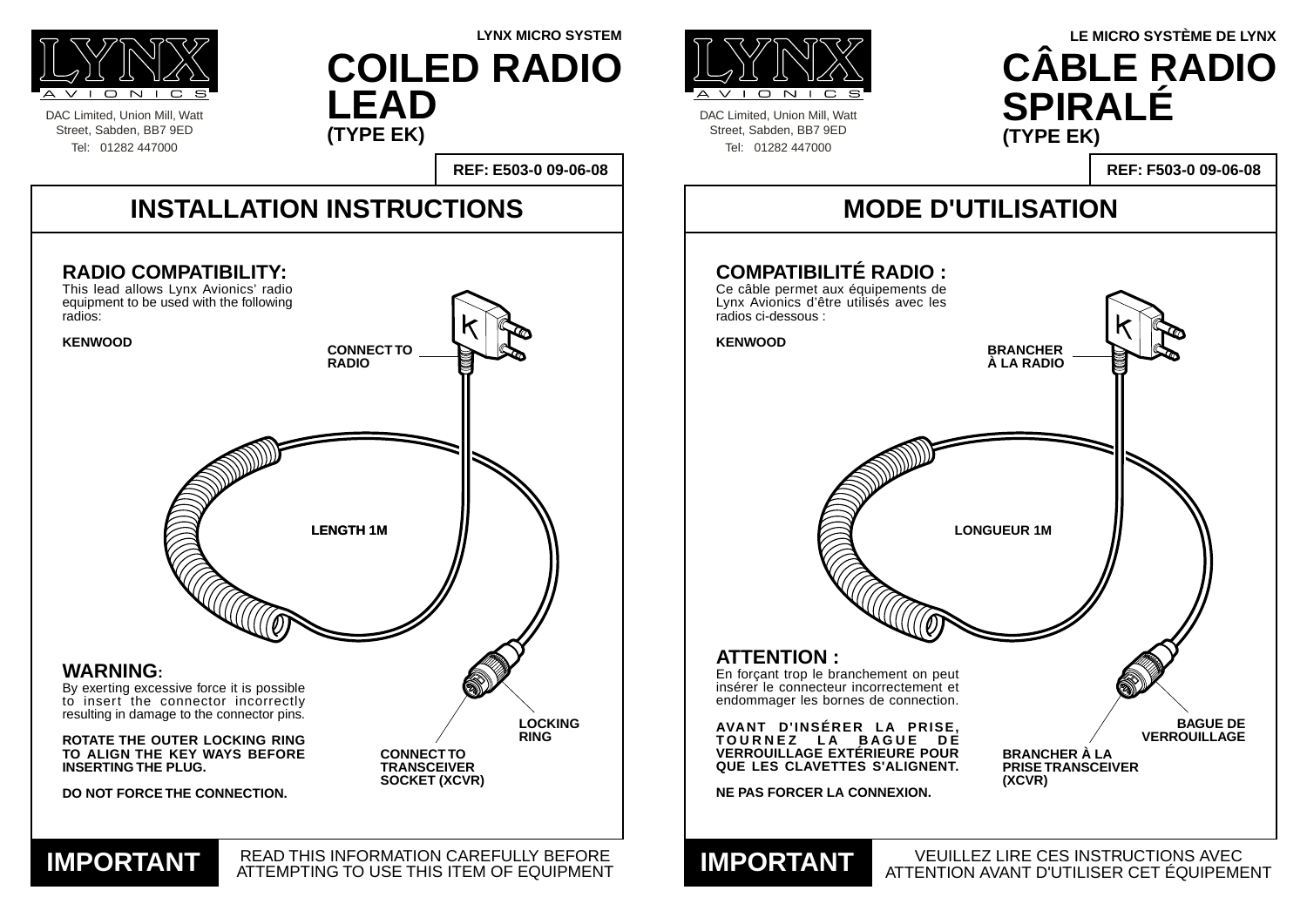LYNX AVIONICS

DAC Limited, Union Mill, Watt Street, Sabden, BB7 9ED
Tel: 01282 447000

**LYNX MICRO SYSTEM**

# COILED RADIO LEAD
**(TYPE EK)**

**REF: E503-0 09-06-08**

## INSTALLATION INSTRUCTIONS

### RADIO COMPATIBILITY:

This lead allows Lynx Avionics' radio equipment to be used with the following radios:

**KENWOOD**

**CONNECT TO RADIO**

**LENGTH 1M**

**LOCKING RING**

**CONNECT TO TRANSCEIVER SOCKET (XCVR)**

### WARNING:

By exerting excessive force it is possible to insert the connector incorrectly resulting in damage to the connector pins.

**ROTATE THE OUTER LOCKING RING TO ALIGN THE KEY WAYS BEFORE INSERTING THE PLUG.**

**DO NOT FORCE THE CONNECTION.**

**IMPORTANT** READ THIS INFORMATION CAREFULLY BEFORE ATTEMPTING TO USE THIS ITEM OF EQUIPMENT

---

LYNX AVIONICS

DAC Limited, Union Mill, Watt Street, Sabden, BB7 9ED
Tel: 01282 447000

**LE MICRO SYSTÈME DE LYNX**

# CÂBLE RADIO SPIRALÉ
**(TYPE EK)**

**REF: F503-0 09-06-08**

## MODE D'UTILISATION

### COMPATIBILITÉ RADIO :

Ce câble permet aux équipements de Lynx Avionics d'être utilisés avec les radios ci-dessous :

**KENWOOD**

**BRANCHER À LA RADIO**

**LONGUEUR 1M**

**BAGUE DE VERROUILLAGE**

**BRANCHER À LA PRISE TRANSCEIVER (XCVR)**

### ATTENTION :

En forçant trop le branchement on peut insérer le connecteur incorrectement et endommager les bornes de connection.

**AVANT D'INSÉRER LA PRISE, TOURNEZ LA BAGUE DE VERROUILLAGE EXTÉRIEURE POUR QUE LES CLAVETTES S'ALIGNENT.**

**NE PAS FORCER LA CONNEXION.**

**IMPORTANT** VEUILLEZ LIRE CES INSTRUCTIONS AVEC ATTENTION AVANT D'UTILISER CET ÉQUIPEMENT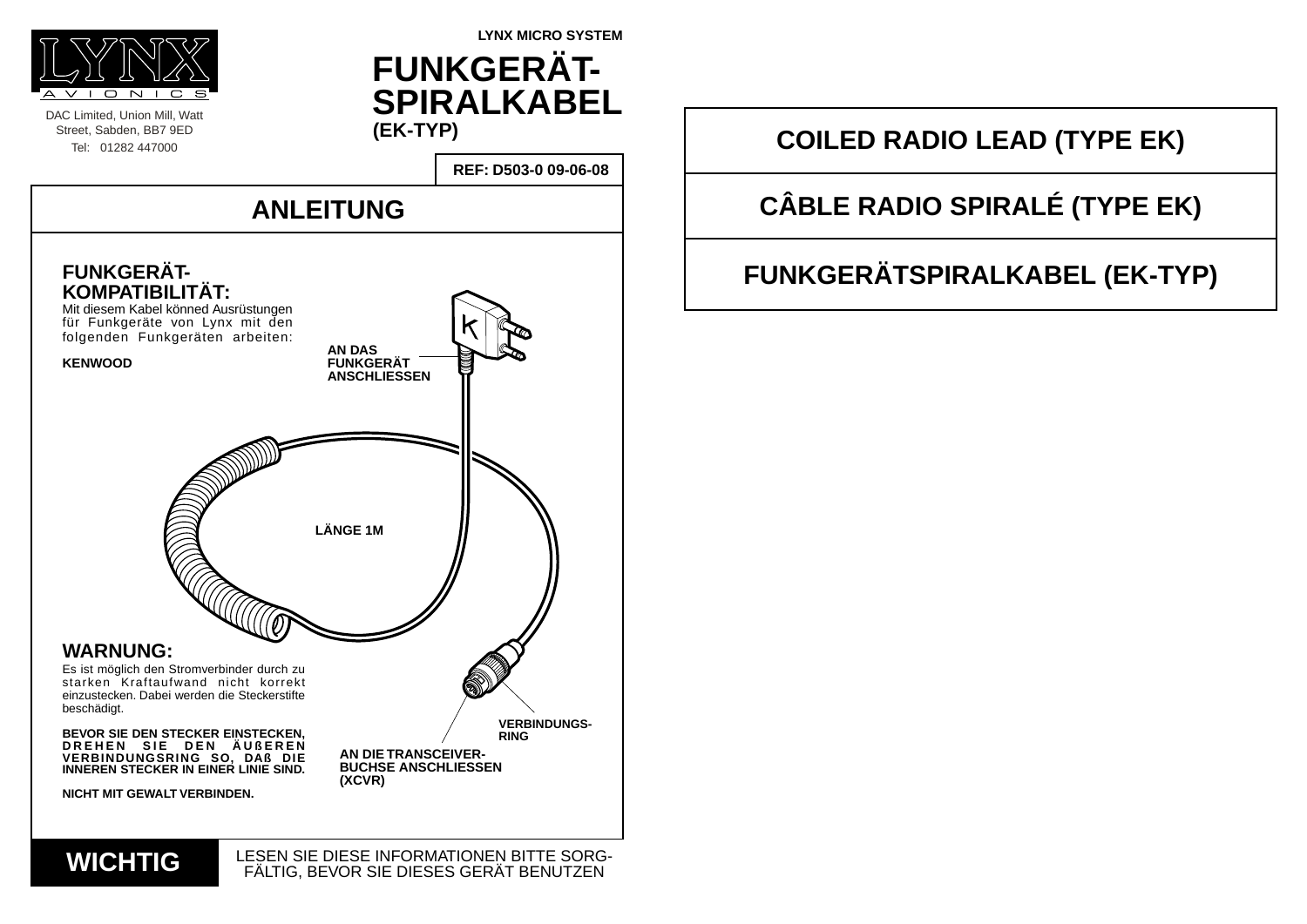DAC Limited, Union Mill, Watt Street, Sabden, BB7 9ED

Tel: 01282 447000

LYNX MICRO SYSTEM

# FUNKGERÄT-SPIRALKABEL

**(EK-TYP)**

**REF: D503-0 09-06-08**

## ANLEITUNG

### FUNKGERÄT-KOMPATIBILITÄT:

Mit diesem Kabel könned Ausrüstungen für Funkgeräte von Lynx mit den folgenden Funkgeräten arbeiten:

**KENWOOD**

**AN DAS FUNKGERÄT ANSCHLIESSEN**

**LÄNGE 1M**

**VERBINDUNGS-RING**

**AN DIE TRANSCEIVER-BUCHSE ANSCHLIESSEN (XCVR)**

### WARNUNG:

Es ist möglich den Stromverbinder durch zu starken Kraftaufwand nicht korrekt einzustecken. Dabei werden die Steckerstifte beschädigt.

**BEVOR SIE DEN STECKER EINSTECKEN, DREHEN SIE DEN ÄUßEREN VERBINDUNGSRING SO, DAß DIE INNEREN STECKER IN EINER LINIE SIND.**

**NICHT MIT GEWALT VERBINDEN.**

**WICHTIG** LESEN SIE DIESE INFORMATIONEN BITTE SORGFÄLTIG, BEVOR SIE DIESES GERÄT BENUTZEN

| COILED RADIO LEAD (TYPE EK) |
|---|
| CÂBLE RADIO SPIRALÉ (TYPE EK) |
| FUNKGERÄTSPIRALKABEL (EK-TYP) |